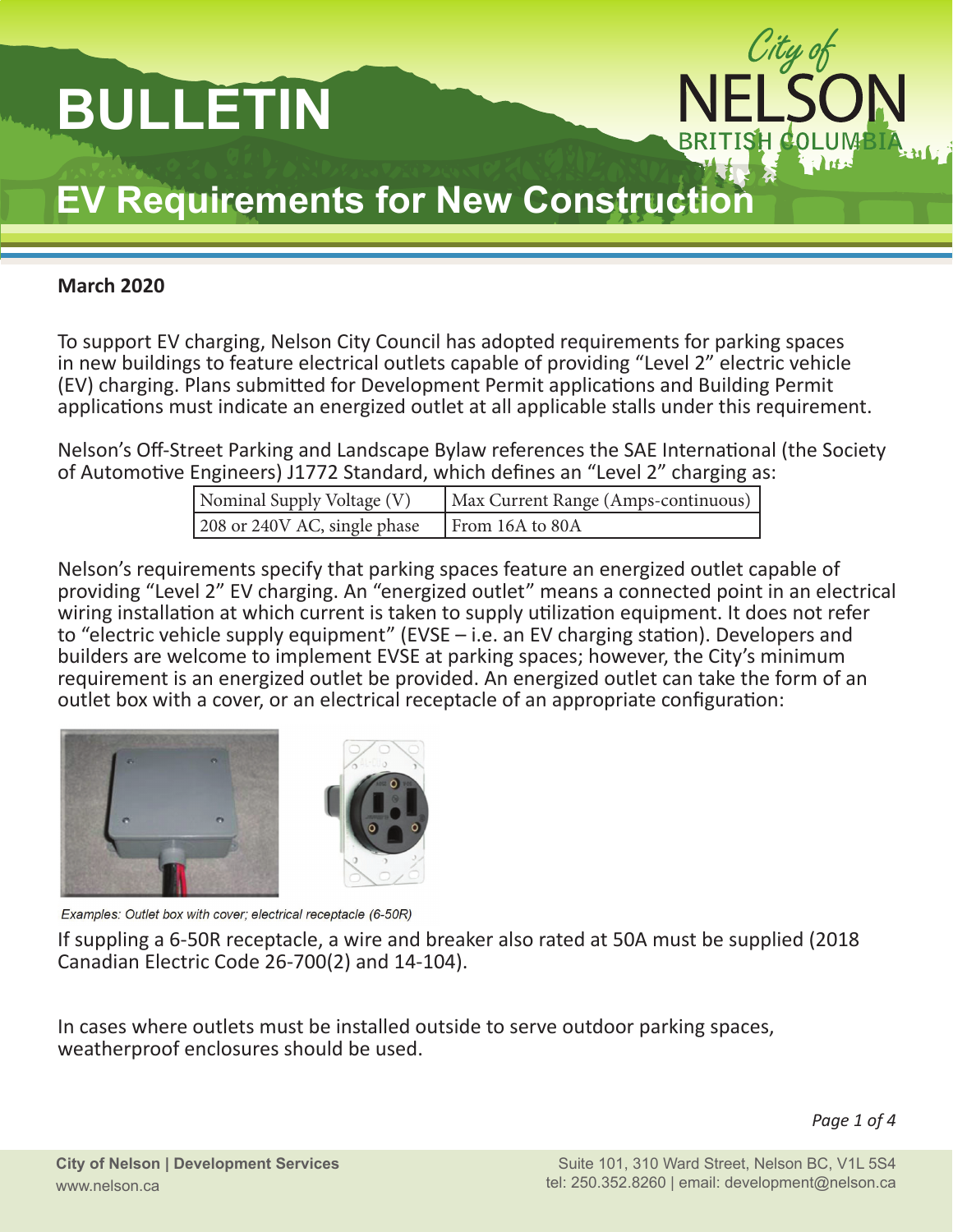# BULLETIN

## EV Requirements for New Construction

**March 2020**

To support EV charging, Nelson City Council has adopted requirements for parking spaces in new buildings to feature electrical outlets capable of providing "Level 2" electric vehicle (EV) charging. Plans submitted for Development Permit applications and Building Permit applications must indicate an energized outlet at all applicable stalls under this requirement.

Nelson's Off-Street Parking and Landscape Bylaw references the SAE International (the Society of Automotive Engineers) J1772 Standard, which defines an "Level 2" charging as:

| Nominal Supply Voltage (V) | Max Current Range (Amps-continuous) |
|---|---|
| 208 or 240V AC, single phase | From 16A to 80A |

Nelson's requirements specify that parking spaces feature an energized outlet capable of providing "Level 2" EV charging. An "energized outlet" means a connected point in an electrical wiring installation at which current is taken to supply utilization equipment. It does not refer to "electric vehicle supply equipment" (EVSE – i.e. an EV charging station). Developers and builders are welcome to implement EVSE at parking spaces; however, the City's minimum requirement is an energized outlet be provided. An energized outlet can take the form of an outlet box with a cover, or an electrical receptacle of an appropriate configuration:

*Examples: Outlet box with cover; electrical receptacle (6-50R)*

If suppling a 6-50R receptacle, a wire and breaker also rated at 50A must be supplied (2018 Canadian Electric Code 26-700(2) and 14-104).

In cases where outlets must be installed outside to serve outdoor parking spaces, weatherproof enclosures should be used.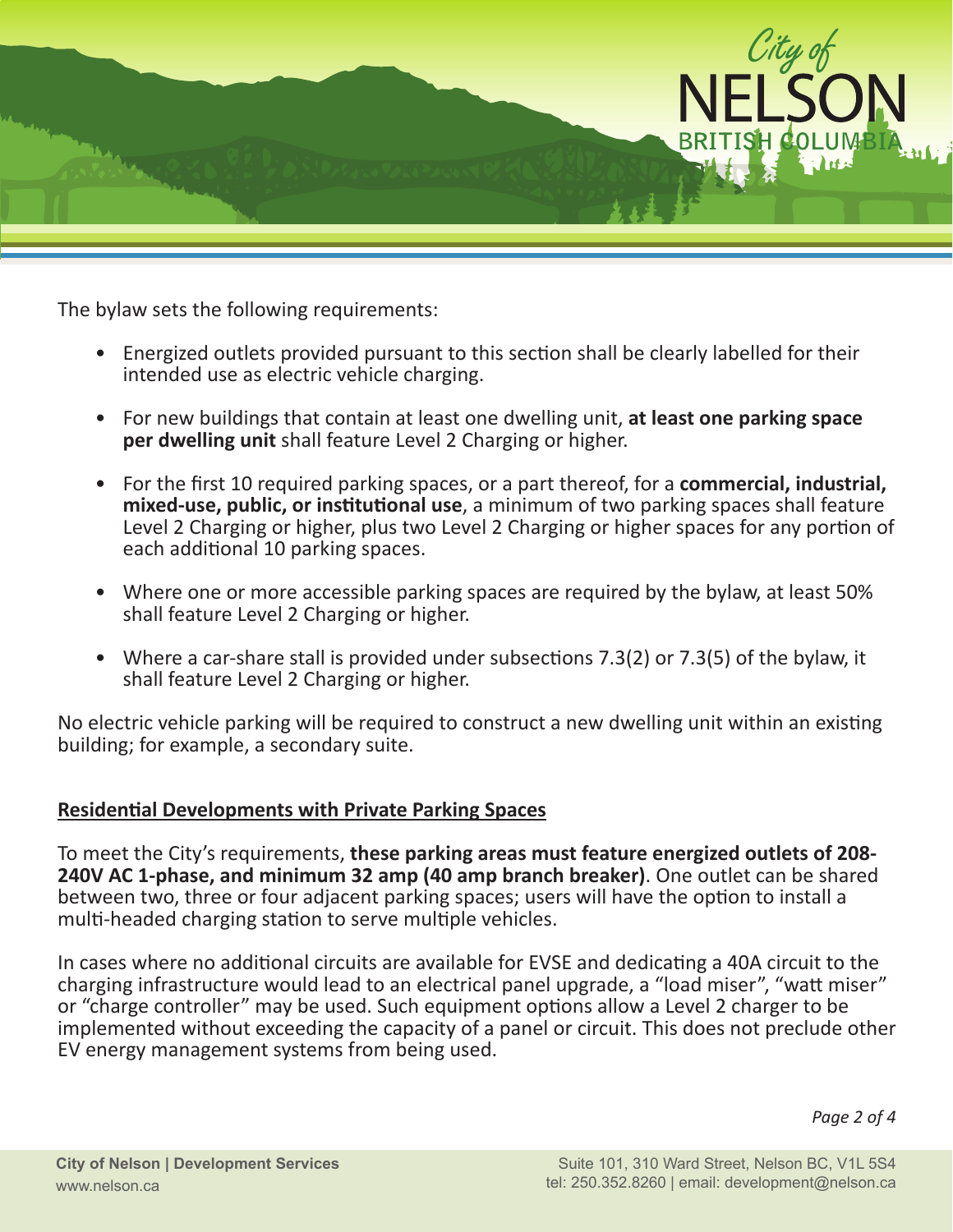The bylaw sets the following requirements:

- Energized outlets provided pursuant to this section shall be clearly labelled for their intended use as electric vehicle charging.
- For new buildings that contain at least one dwelling unit, **at least one parking space per dwelling unit** shall feature Level 2 Charging or higher.
- For the first 10 required parking spaces, or a part thereof, for a **commercial, industrial, mixed-use, public, or institutional use**, a minimum of two parking spaces shall feature Level 2 Charging or higher, plus two Level 2 Charging or higher spaces for any portion of each additional 10 parking spaces.
- Where one or more accessible parking spaces are required by the bylaw, at least 50% shall feature Level 2 Charging or higher.
- Where a car-share stall is provided under subsections 7.3(2) or 7.3(5) of the bylaw, it shall feature Level 2 Charging or higher.

No electric vehicle parking will be required to construct a new dwelling unit within an existing building; for example, a secondary suite.

## Residential Developments with Private Parking Spaces

To meet the City's requirements, **these parking areas must feature energized outlets of 208-240V AC 1-phase, and minimum 32 amp (40 amp branch breaker)**. One outlet can be shared between two, three or four adjacent parking spaces; users will have the option to install a multi-headed charging station to serve multiple vehicles.

In cases where no additional circuits are available for EVSE and dedicating a 40A circuit to the charging infrastructure would lead to an electrical panel upgrade, a "load miser", "watt miser" or "charge controller" may be used. Such equipment options allow a Level 2 charger to be implemented without exceeding the capacity of a panel or circuit. This does not preclude other EV energy management systems from being used.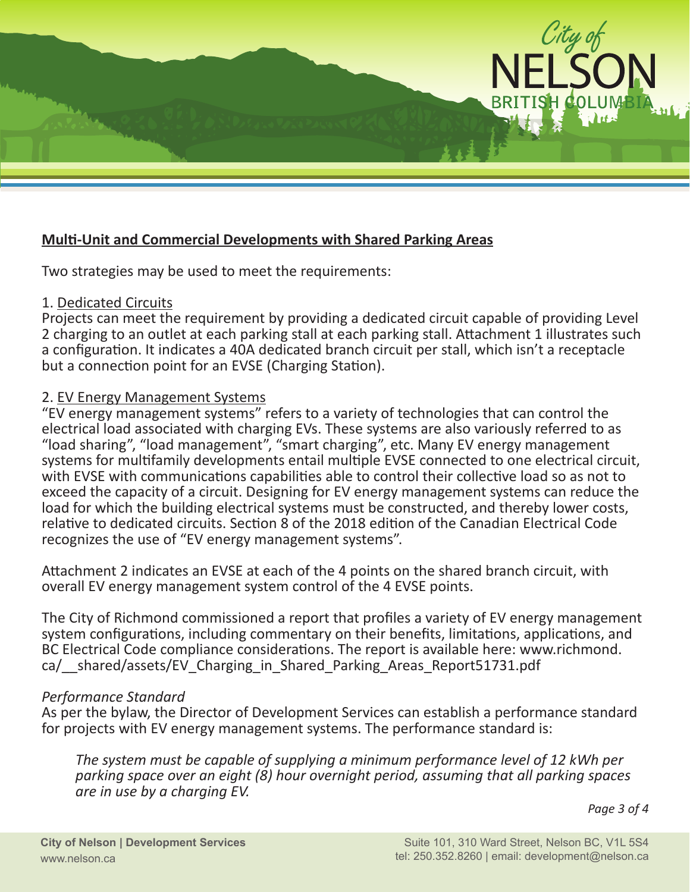**Multi-Unit and Commercial Developments with Shared Parking Areas**

Two strategies may be used to meet the requirements:

1. Dedicated Circuits

Projects can meet the requirement by providing a dedicated circuit capable of providing Level 2 charging to an outlet at each parking stall at each parking stall. Attachment 1 illustrates such a configuration. It indicates a 40A dedicated branch circuit per stall, which isn't a receptacle but a connection point for an EVSE (Charging Station).

2. EV Energy Management Systems

"EV energy management systems" refers to a variety of technologies that can control the electrical load associated with charging EVs. These systems are also variously referred to as "load sharing", "load management", "smart charging", etc. Many EV energy management systems for multifamily developments entail multiple EVSE connected to one electrical circuit, with EVSE with communications capabilities able to control their collective load so as not to exceed the capacity of a circuit. Designing for EV energy management systems can reduce the load for which the building electrical systems must be constructed, and thereby lower costs, relative to dedicated circuits. Section 8 of the 2018 edition of the Canadian Electrical Code recognizes the use of "EV energy management systems".

Attachment 2 indicates an EVSE at each of the 4 points on the shared branch circuit, with overall EV energy management system control of the 4 EVSE points.

The City of Richmond commissioned a report that profiles a variety of EV energy management system configurations, including commentary on their benefits, limitations, applications, and BC Electrical Code compliance considerations. The report is available here: www.richmond.ca/__shared/assets/EV_Charging_in_Shared_Parking_Areas_Report51731.pdf

*Performance Standard*

As per the bylaw, the Director of Development Services can establish a performance standard for projects with EV energy management systems. The performance standard is:

> *The system must be capable of supplying a minimum performance level of 12 kWh per parking space over an eight (8) hour overnight period, assuming that all parking spaces are in use by a charging EV.*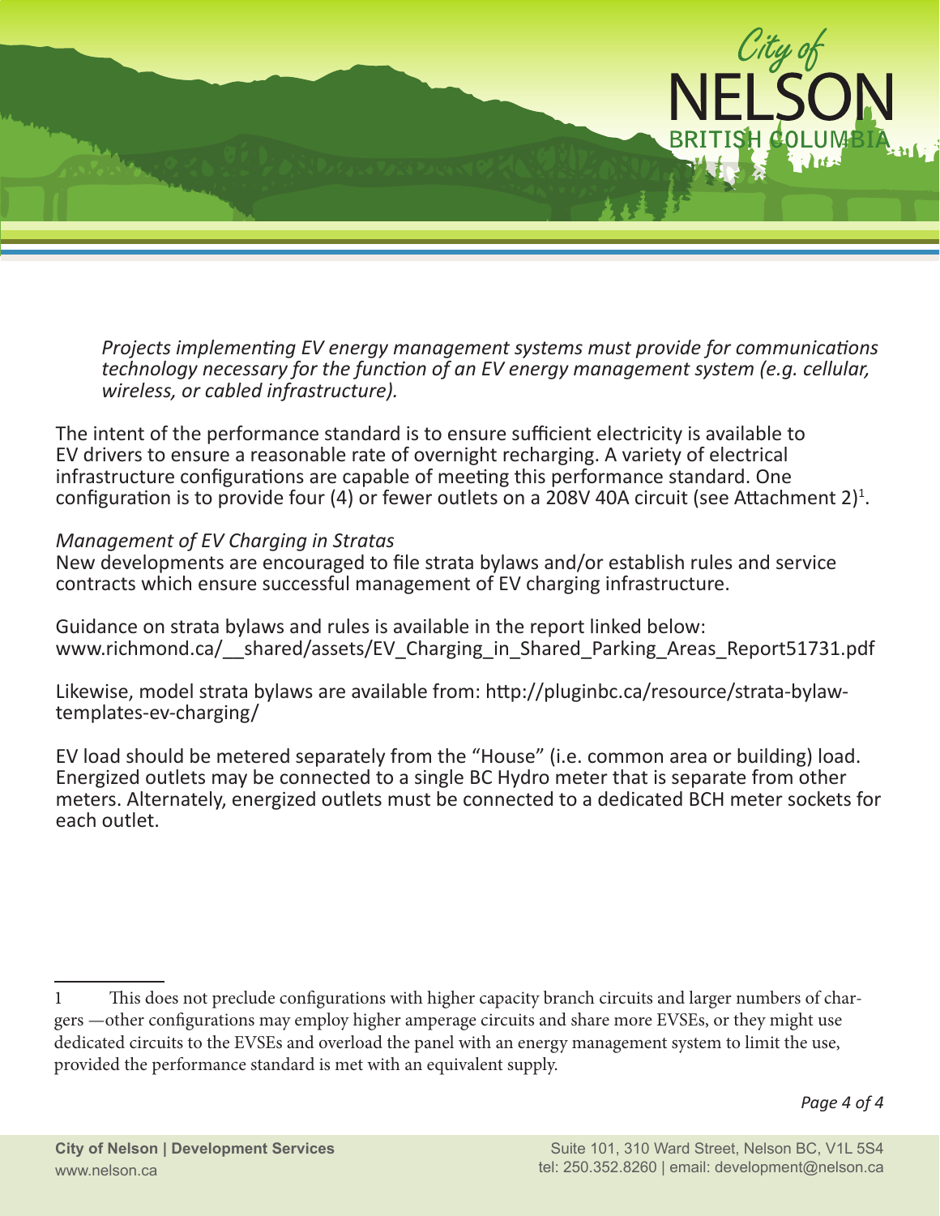*Projects implementing EV energy management systems must provide for communications technology necessary for the function of an EV energy management system (e.g. cellular, wireless, or cabled infrastructure).*

The intent of the performance standard is to ensure sufficient electricity is available to EV drivers to ensure a reasonable rate of overnight recharging. A variety of electrical infrastructure configurations are capable of meeting this performance standard. One configuration is to provide four (4) or fewer outlets on a 208V 40A circuit (see Attachment 2)[1].

*Management of EV Charging in Stratas*

New developments are encouraged to file strata bylaws and/or establish rules and service contracts which ensure successful management of EV charging infrastructure.

Guidance on strata bylaws and rules is available in the report linked below:
www.richmond.ca/__shared/assets/EV_Charging_in_Shared_Parking_Areas_Report51731.pdf

Likewise, model strata bylaws are available from: http://pluginbc.ca/resource/strata-bylaw-templates-ev-charging/

EV load should be metered separately from the "House" (i.e. common area or building) load. Energized outlets may be connected to a single BC Hydro meter that is separate from other meters. Alternately, energized outlets must be connected to a dedicated BCH meter sockets for each outlet.

---

1 This does not preclude configurations with higher capacity branch circuits and larger numbers of chargers —other configurations may employ higher amperage circuits and share more EVSEs, or they might use dedicated circuits to the EVSEs and overload the panel with an energy management system to limit the use, provided the performance standard is met with an equivalent supply.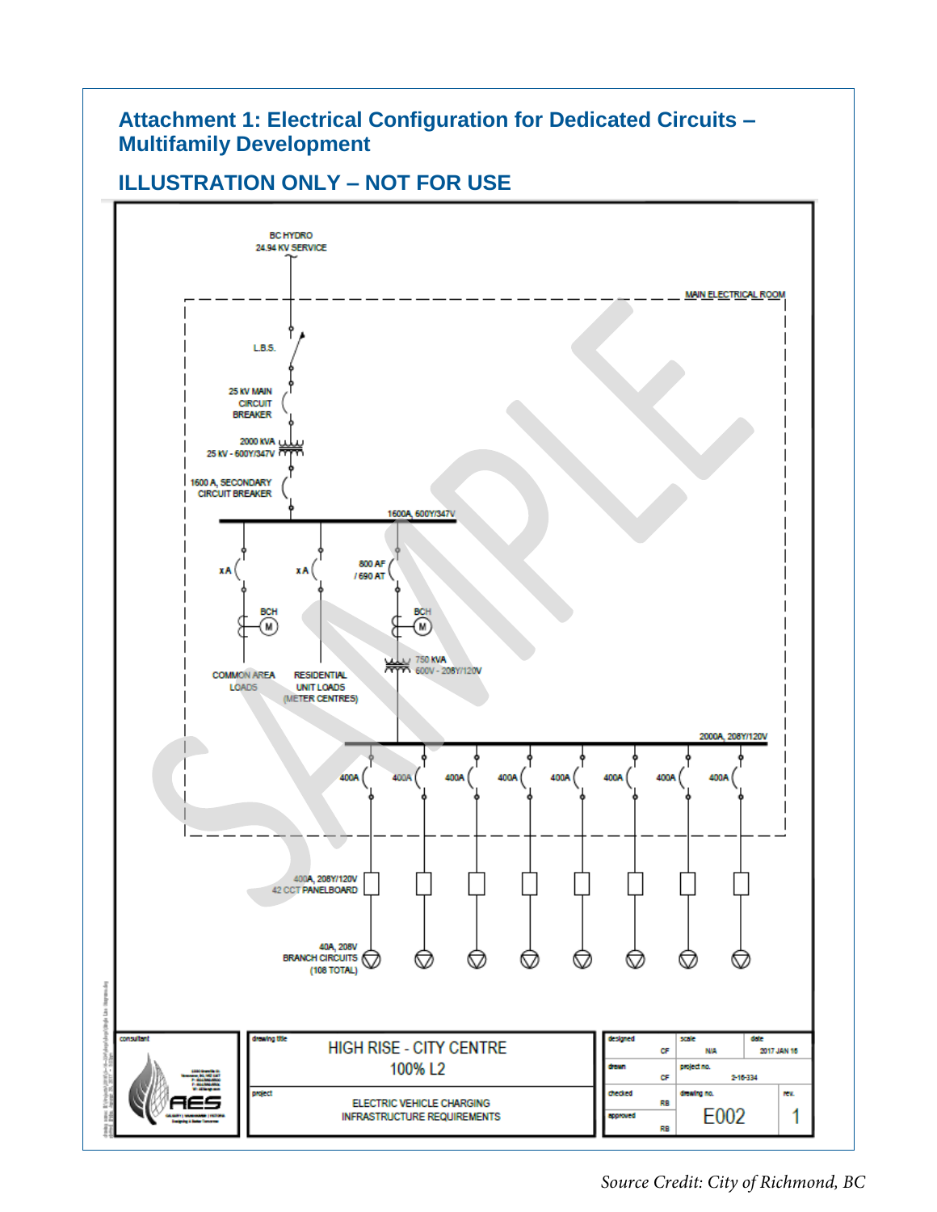## Attachment 1: Electrical Configuration for Dedicated Circuits – Multifamily Development

## ILLUSTRATION ONLY – NOT FOR USE

BC HYDRO
24.94 KV SERVICE

MAIN ELECTRICAL ROOM

L.B.S.

25 kV MAIN CIRCUIT BREAKER

2000 KVA
25 kV - 600Y/347V

1600 A, SECONDARY CIRCUIT BREAKER

1600A, 600Y/347V

x A

x A

800 AF / 690 AT

BCH M

BCH M

750 KVA
600V - 208Y/120V

COMMON AREA LOADS

RESIDENTIAL UNIT LOADS (METER CENTRES)

2000A, 208Y/120V

400A 400A 400A 400A 400A 400A 400A 400A

400A, 208Y/120V
42 CCT PANELBOARD

40A, 208V
BRANCH CIRCUITS
(108 TOTAL)

SAMPLE

| consultant | drawing title | designed | CF | scale | date | |
|---|---|---|---|---|---|---|
| AES | HIGH RISE - CITY CENTRE 100% L2 | drawn | CF | project no. | | |
| | project | checked | RB | drawing no. | | rev. |
| | ELECTRIC VEHICLE CHARGING INFRASTRUCTURE REQUIREMENTS | approved | RB | E002 | | 1 |

scale: N/A; date: 2017 JAN 16; project no.: 2-16-334

*Source Credit: City of Richmond, BC*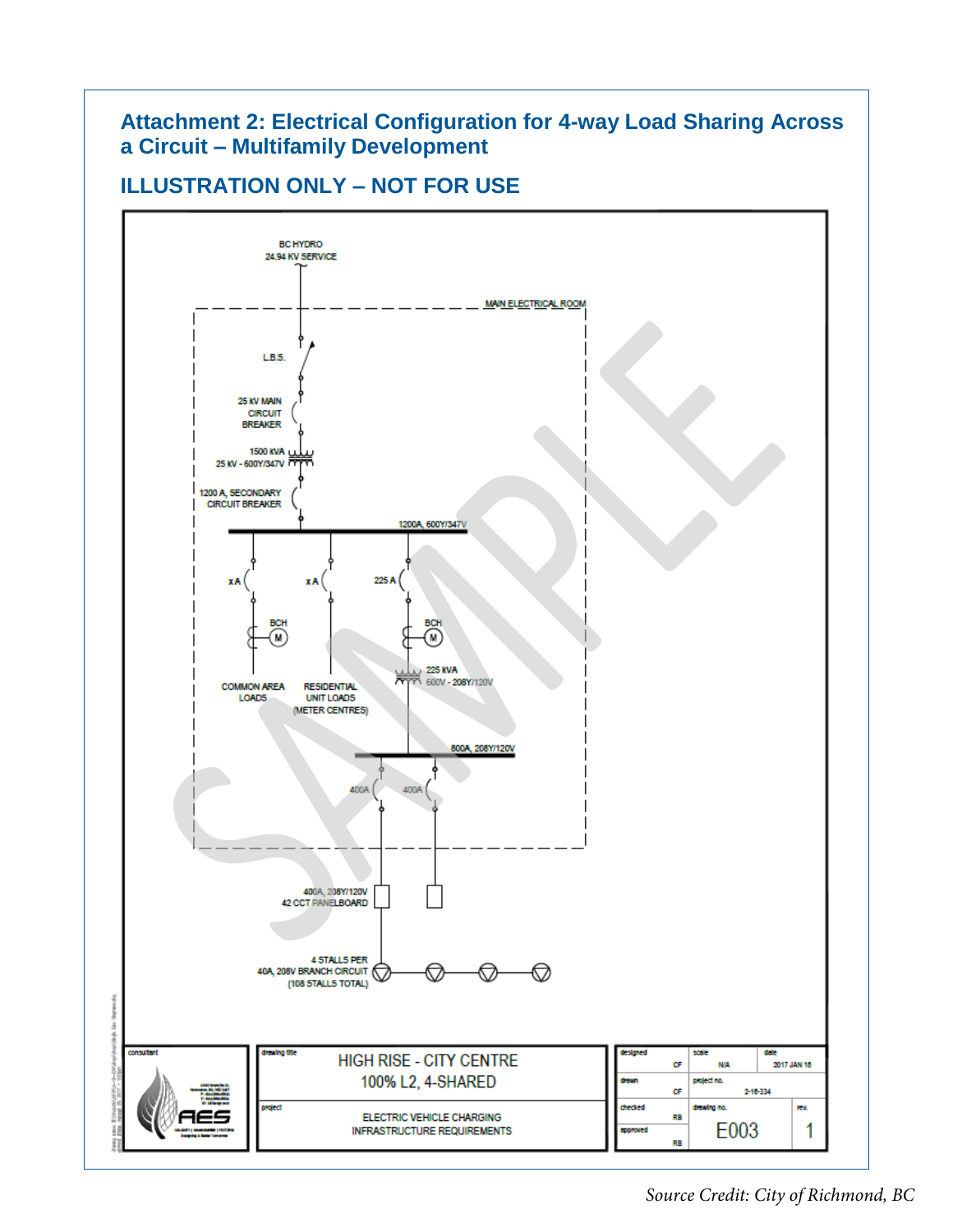## Attachment 2: Electrical Configuration for 4-way Load Sharing Across a Circuit – Multifamily Development

## ILLUSTRATION ONLY – NOT FOR USE

BC HYDRO
24.94 KV SERVICE

MAIN ELECTRICAL ROOM

L.B.S.

25 kV MAIN
CIRCUIT
BREAKER

1500 kVA
25 kV - 600Y/347V

1200 A, SECONDARY
CIRCUIT BREAKER

1200A, 600Y/347V

x A

x A

225 A

BCH
M

BCH
M

COMMON AREA
LOADS

RESIDENTIAL
UNIT LOADS
(METER CENTRES)

225 kVA
600V - 208Y/120V

800A, 208Y/120V

400A

400A

400A, 208Y/120V
42 CCT PANELBOARD

4 STALLS PER
40A, 208V BRANCH CIRCUIT
(108 STALLS TOTAL)

SAMPLE

consultant

AES

drawing title
HIGH RISE - CITY CENTRE
100% L2, 4-SHARED

project
ELECTRIC VEHICLE CHARGING
INFRASTRUCTURE REQUIREMENTS

designed CF
scale N/A
date 2017 JAN 16
drawn CF
project no. 2-16-334
checked RB
drawing no. E003
rev. 1
approved RB

*Source Credit: City of Richmond, BC*